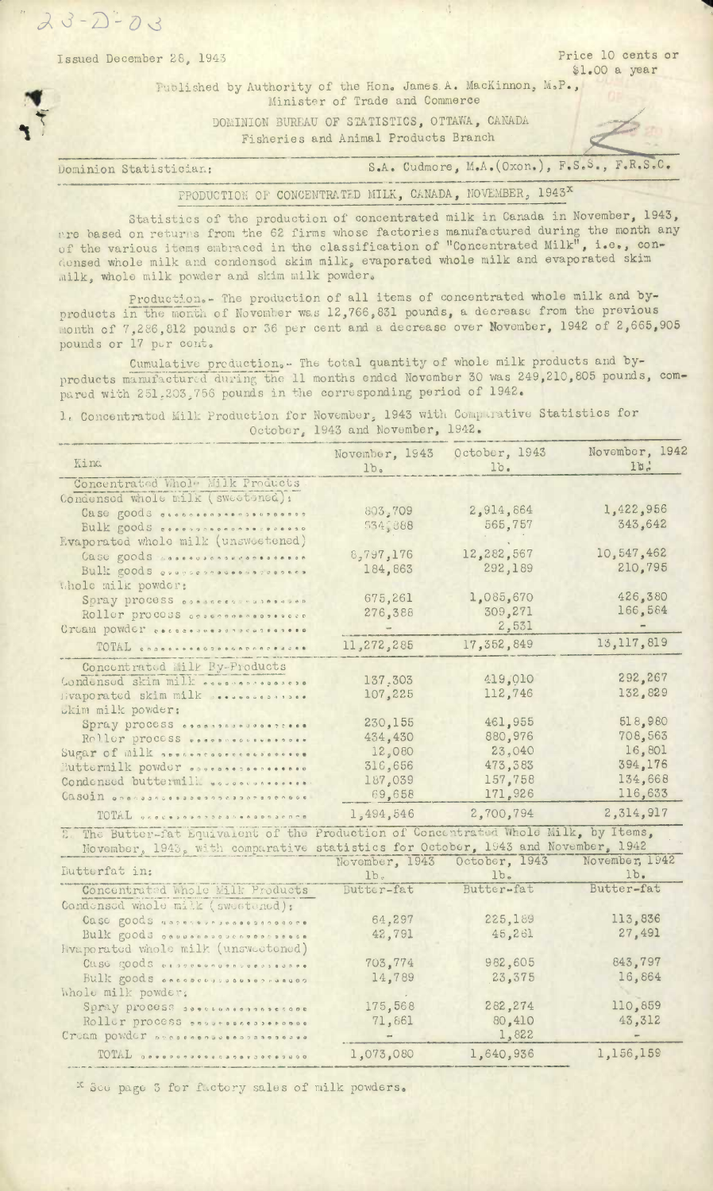23-D-03

Issued December 28, 1943

Price 10 cents or $1.00 a year

Published by Authority of the Hon. James A. MacKinnon, M.P., Minister of Trade and Commerce

DOMINION BUREAU OF STATISTICS, OTTAWA, CANADA
Fisheries and Animal Products Branch

Dominion Statistician: S.A. Cudmore, M.A.(Oxon.), F.S.S., F.R.S.C.

# PRODUCTION OF CONCENTRATED MILK, CANADA, NOVEMBER, 1943[x]

Statistics of the production of concentrated milk in Canada in November, 1943, are based on returns from the 62 firms whose factories manufactured during the month any of the various items embraced in the classification of "Concentrated Milk", i.e., condensed whole milk and condensed skim milk, evaporated whole milk and evaporated skim milk, whole milk powder and skim milk powder.

Production.- The production of all items of concentrated whole milk and by-products in the month of November was 12,766,831 pounds, a decrease from the previous month of 7,286,812 pounds or 36 per cent and a decrease over November, 1942 of 2,665,905 pounds or 17 per cent.

Cumulative production.- The total quantity of whole milk products and by-products manufactured during the 11 months ended November 30 was 249,210,805 pounds, compared with 251,203,756 pounds in the corresponding period of 1942.

1. Concentrated Milk Production for November, 1943 with Comparative Statistics for October, 1943 and November, 1942.

| Kind | November, 1943 lb. | October, 1943 lb. | November, 1942 lb. |
|---|---|---|---|
| **Concentrated Whole Milk Products** | | | |
| Condensed whole milk (sweetened): | | | |
| Case goods | 803,709 | 2,914,864 | 1,422,956 |
| Bulk goods | 534,888 | 565,757 | 343,642 |
| Evaporated whole milk (unsweetened) | | | |
| Case goods | 8,797,176 | 12,282,567 | 10,547,462 |
| Bulk goods | 184,863 | 292,189 | 210,795 |
| Whole milk powder: | | | |
| Spray process | 675,261 | 1,065,670 | 426,380 |
| Roller process | 276,388 | 309,271 | 166,584 |
| Cream powder | - | 2,531 | - |
| TOTAL | 11,272,285 | 17,352,849 | 13,117,819 |
| **Concentrated Milk By-Products** | | | |
| Condensed skim milk | 137,303 | 419,010 | 292,267 |
| Evaporated skim milk | 107,225 | 112,746 | 132,829 |
| Skim milk powder: | | | |
| Spray process | 230,155 | 461,955 | 518,980 |
| Roller process | 434,430 | 880,976 | 708,563 |
| Sugar of milk | 12,080 | 23,040 | 16,801 |
| Buttermilk powder | 316,656 | 473,383 | 394,176 |
| Condensed buttermilk | 187,039 | 157,758 | 134,668 |
| Casein | 69,658 | 171,926 | 116,633 |
| TOTAL | 1,494,546 | 2,700,794 | 2,314,917 |

2. The Butter-fat Equivalent of the Production of Concentrated Whole Milk, by Items, November, 1943, with comparative statistics for October, 1943 and November, 1942

| Butterfat in: | November, 1943 lb. Butter-fat | October, 1943 lb. Butter-fat | November, 1942 lb. Butter-fat |
|---|---|---|---|
| **Concentrated Whole Milk Products** | | | |
| Condensed whole milk (sweetened): | | | |
| Case goods | 64,297 | 225,189 | 113,836 |
| Bulk goods | 42,791 | 45,261 | 27,491 |
| Evaporated whole milk (unsweetened) | | | |
| Case goods | 703,774 | 982,605 | 843,797 |
| Bulk goods | 14,789 | 23,375 | 16,864 |
| Whole milk powder: | | | |
| Spray process | 175,568 | 282,274 | 110,859 |
| Roller process | 71,861 | 80,410 | 43,312 |
| Cream powder | - | 1,822 | - |
| TOTAL | 1,073,080 | 1,640,936 | 1,156,159 |

[x] See page 3 for factory sales of milk powders.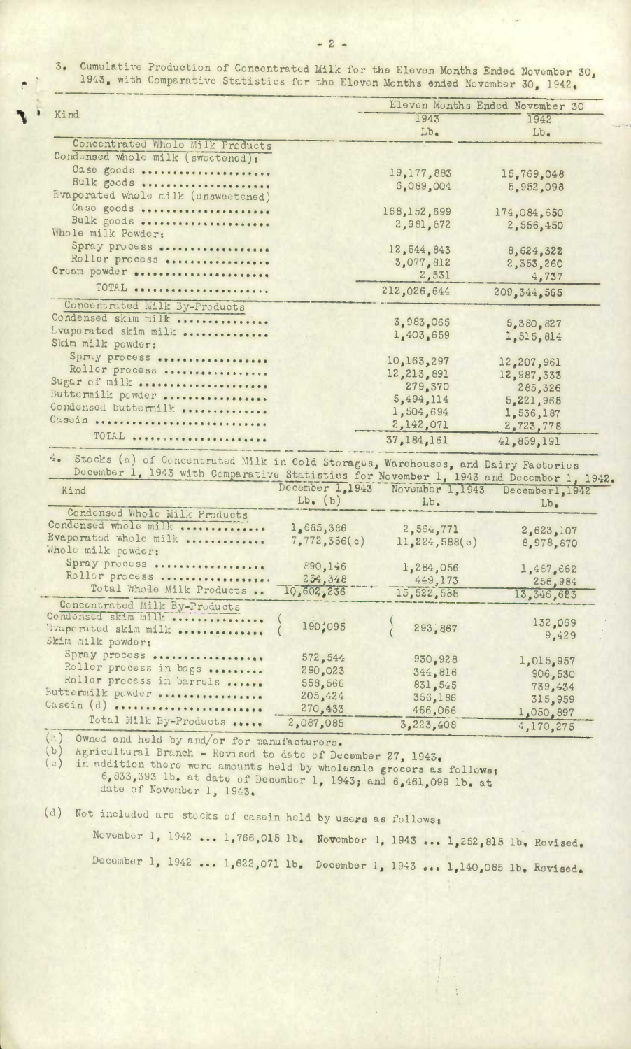3. Cumulative Production of Concentrated Milk for the Eleven Months Ended November 30, 1943, with Comparative Statistics for the Eleven Months ended November 30, 1942.

| Kind | Eleven Months Ended November 30 | |
|---|---|---|
| | 1943 | 1942 |
| | Lb. | Lb. |
| **Concentrated Whole Milk Products** | | |
| Condensed whole milk (sweetened): | | |
| Case goods .................... | 19,177,883 | 15,769,048 |
| Bulk goods .................... | 6,089,004 | 5,952,098 |
| Evaporated whole milk (unsweetened) | | |
| Case goods .................... | 168,152,699 | 174,084,650 |
| Bulk goods .................... | 2,981,872 | 2,556,450 |
| Whole milk Powder: | | |
| Spray process ................. | 12,544,843 | 8,624,322 |
| Roller process ................ | 3,077,812 | 2,353,260 |
| Cream powder .................... | 2,531 | 4,737 |
| TOTAL ....................... | 212,026,644 | 209,344,565 |
| **Concentrated Milk By-Products** | | |
| Condensed skim milk ............. | 3,983,065 | 5,380,827 |
| Evaporated skim milk ............ | 1,403,659 | 1,515,814 |
| Skim milk powder: | | |
| Spray process ................. | 10,163,297 | 12,207,961 |
| Roller process ................ | 12,213,891 | 12,987,333 |
| Sugar of milk ................... | 279,370 | 285,326 |
| Buttermilk powder ............... | 5,494,114 | 5,221,965 |
| Condensed buttermilk ............ | 1,504,694 | 1,536,187 |
| Casein .......................... | 2,142,071 | 2,723,778 |
| TOTAL ....................... | 37,184,161 | 41,859,191 |

4. Stocks (a) of Concentrated Milk in Cold Storages, Warehouses, and Dairy Factories December 1, 1943 with Comparative Statistics for November 1, 1943 and December 1, 1942.

| Kind | December 1,1943 | November 1,1943 | December1,1942 |
|---|---|---|---|
| | Lb. (b) | Lb. | Lb. |
| **Condensed Whole Milk Products** | | | |
| Condensed whole milk ............ | 1,685,386 | 2,564,771 | 2,623,107 |
| Evaporated whole milk ........... | 7,772,356(c) | 11,224,588(c) | 8,978,870 |
| Whole milk powder: | | | |
| Spray process ................. | 890,146 | 1,284,056 | 1,487,662 |
| Roller process ................ | 254,348 | 449,173 | 256,984 |
| Total Whole Milk Products .. | 10,602,236 | 15,522,588 | 13,346,623 |
| **Concentrated Milk By-Products** | | | |
| Condensed skim milk ............. | 190,095 | 293,867 | 132,069 |
| Evaporated skim milk ............ | | | 9,429 |
| Skim milk powder: | | | |
| Spray process ................. | 572,544 | 930,928 | 1,015,957 |
| Roller process in bags ........ | 290,023 | 344,816 | 906,530 |
| Roller process in barrels ..... | 558,566 | 831,545 | 739,434 |
| Buttermilk powder ............... | 205,424 | 356,186 | 315,959 |
| Casein (d) ...................... | 270,433 | 466,066 | 1,050,897 |
| Total Milk By-Products ..... | 2,087,085 | 3,223,408 | 4,170,275 |

(a) Owned and held by and/or for manufacturers.

(b) Agricultural Branch - Revised to date of December 27, 1943.

(c) in addition there were amounts held by wholesale grocers as follows: 6,833,393 lb. at date of December 1, 1943; and 6,461,099 lb. at date of November 1, 1943.

(d) Not included are stocks of casein held by users as follows:

November 1, 1942 ... 1,766,015 lb. November 1, 1943 ... 1,252,815 lb. Revised.

December 1, 1942 ... 1,622,071 lb. December 1, 1943 ... 1,140,085 lb. Revised.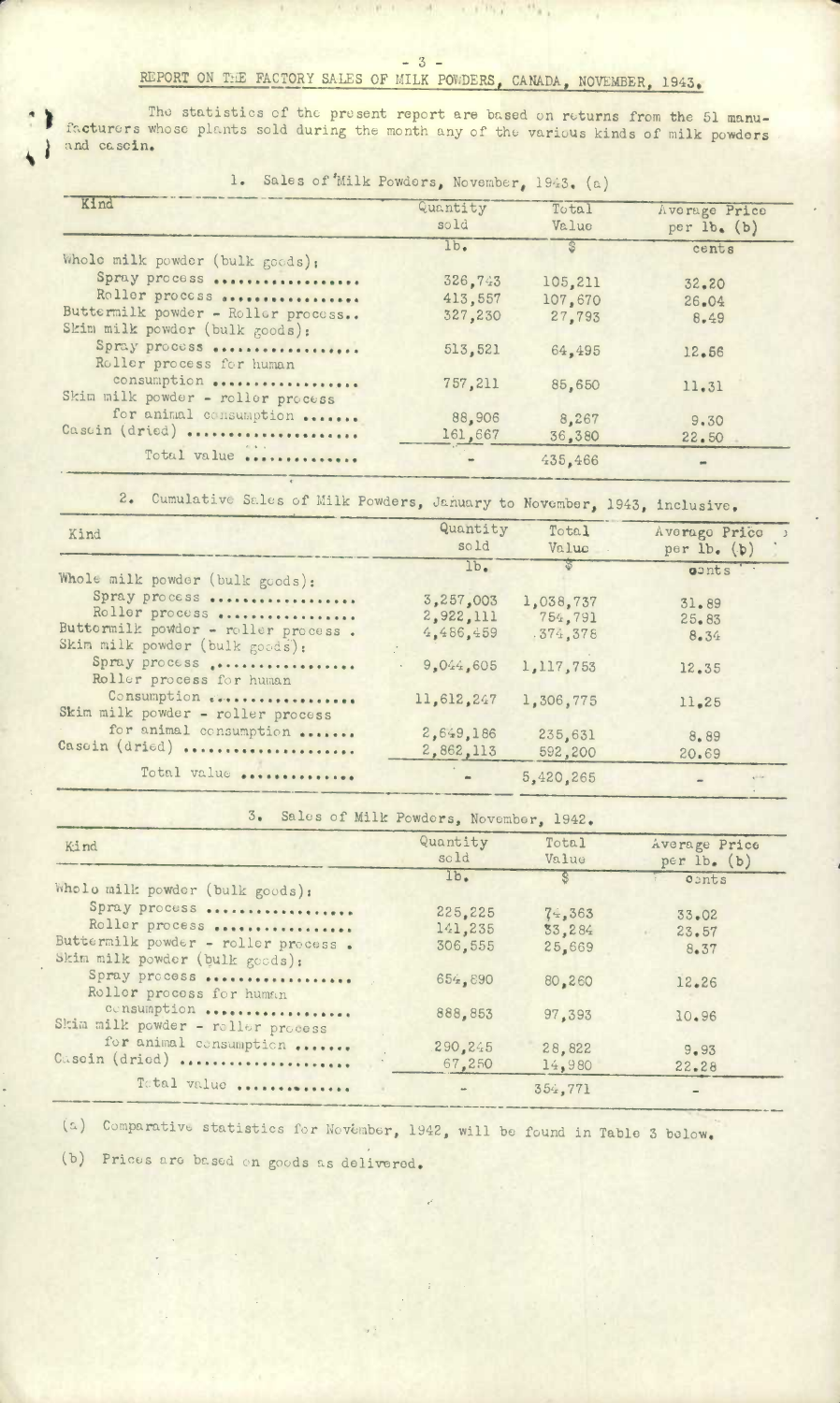## REPORT ON THE FACTORY SALES OF MILK POWDERS, CANADA, NOVEMBER, 1943.

The statistics of the present report are based on returns from the 51 manufacturers whose plants sold during the month any of the various kinds of milk powders and casein.

### 1. Sales of Milk Powders, November, 1943. (a)

| Kind | Quantity sold | Total Value | Average Price per lb. (b) |
|---|---|---|---|
| | lb. | $ | cents |
| Whole milk powder (bulk goods): | | | |
| Spray process | 326,743 | 105,211 | 32.20 |
| Roller process | 413,557 | 107,670 | 26.04 |
| Buttermilk powder - Roller process | 327,230 | 27,793 | 8.49 |
| Skim milk powder (bulk goods): | | | |
| Spray process | 513,521 | 64,495 | 12.56 |
| Roller process for human consumption | 757,211 | 85,650 | 11.31 |
| Skim milk powder - roller process for animal consumption | 88,906 | 8,267 | 9.30 |
| Casein (dried) | 161,667 | 36,380 | 22.50 |
| Total value | - | 435,466 | - |

### 2. Cumulative Sales of Milk Powders, January to November, 1943, inclusive.

| Kind | Quantity sold | Total Value | Average Price per lb. (b) |
|---|---|---|---|
| | lb. | $ | cents |
| Whole milk powder (bulk goods): | | | |
| Spray process | 3,257,003 | 1,038,737 | 31.89 |
| Roller process | 2,922,111 | 754,791 | 25.83 |
| Buttermilk powder - roller process | 4,486,459 | 374,378 | 8.34 |
| Skim milk powder (bulk goods): | | | |
| Spray process | 9,044,605 | 1,117,753 | 12.35 |
| Roller process for human Consumption | 11,612,247 | 1,306,775 | 11.25 |
| Skim milk powder - roller process for animal consumption | 2,649,186 | 235,631 | 8.89 |
| Casein (dried) | 2,862,113 | 592,200 | 20.69 |
| Total value | - | 5,420,265 | - |

### 3. Sales of Milk Powders, November, 1942.

| Kind | Quantity sold | Total Value | Average Price per lb. (b) |
|---|---|---|---|
| | lb. | $ | cents |
| Whole milk powder (bulk goods): | | | |
| Spray process | 225,225 | 74,363 | 33.02 |
| Roller process | 141,235 | 33,284 | 23.57 |
| Buttermilk powder - roller process | 306,555 | 25,669 | 8.37 |
| Skim milk powder (bulk goods): | | | |
| Spray process | 654,890 | 80,260 | 12.26 |
| Roller process for human consumption | 888,853 | 97,393 | 10.96 |
| Skim milk powder - roller process for animal consumption | 290,245 | 28,822 | 9.93 |
| Casein (dried) | 67,250 | 14,980 | 22.28 |
| Total value | - | 354,771 | - |

(a) Comparative statistics for November, 1942, will be found in Table 3 below.

(b) Prices are based on goods as delivered.